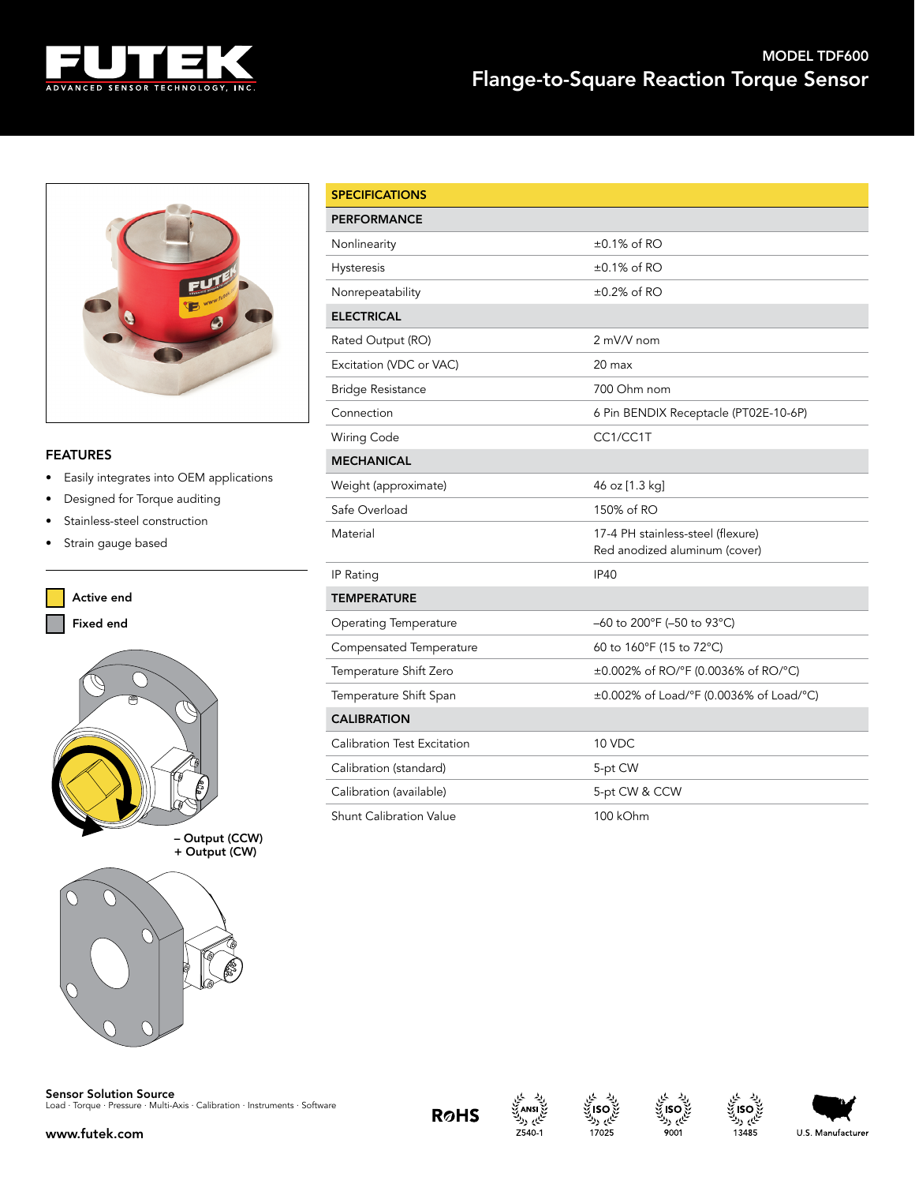# MODEL TDF600

## Flange-to-Square Reaction Torque Sensor

### FEATURES

- Easily integrates into OEM applications
- Designed for Torque auditing
- Stainless-steel construction
- Strain gauge based

Active end

Fixed end

– Output (CCW)
+ Output (CW)

| SPECIFICATIONS | |
|---|---|
| **PERFORMANCE** | |
| Nonlinearity | ±0.1% of RO |
| Hysteresis | ±0.1% of RO |
| Nonrepeatability | ±0.2% of RO |
| **ELECTRICAL** | |
| Rated Output (RO) | 2 mV/V nom |
| Excitation (VDC or VAC) | 20 max |
| Bridge Resistance | 700 Ohm nom |
| Connection | 6 Pin BENDIX Receptacle (PT02E-10-6P) |
| Wiring Code | CC1/CC1T |
| **MECHANICAL** | |
| Weight (approximate) | 46 oz [1.3 kg] |
| Safe Overload | 150% of RO |
| Material | 17-4 PH stainless-steel (flexure) Red anodized aluminum (cover) |
| IP Rating | IP40 |
| **TEMPERATURE** | |
| Operating Temperature | –60 to 200°F (–50 to 93°C) |
| Compensated Temperature | 60 to 160°F (15 to 72°C) |
| Temperature Shift Zero | ±0.002% of RO/°F (0.0036% of RO/°C) |
| Temperature Shift Span | ±0.002% of Load/°F (0.0036% of Load/°C) |
| **CALIBRATION** | |
| Calibration Test Excitation | 10 VDC |
| Calibration (standard) | 5-pt CW |
| Calibration (available) | 5-pt CW & CCW |
| Shunt Calibration Value | 100 kOhm |

**Sensor Solution Source**
Load · Torque · Pressure · Multi-Axis · Calibration · Instruments · Software

www.futek.com

RoHS ANSI Z540-1 ISO 17025 ISO 9001 ISO 13485 U.S. Manufacturer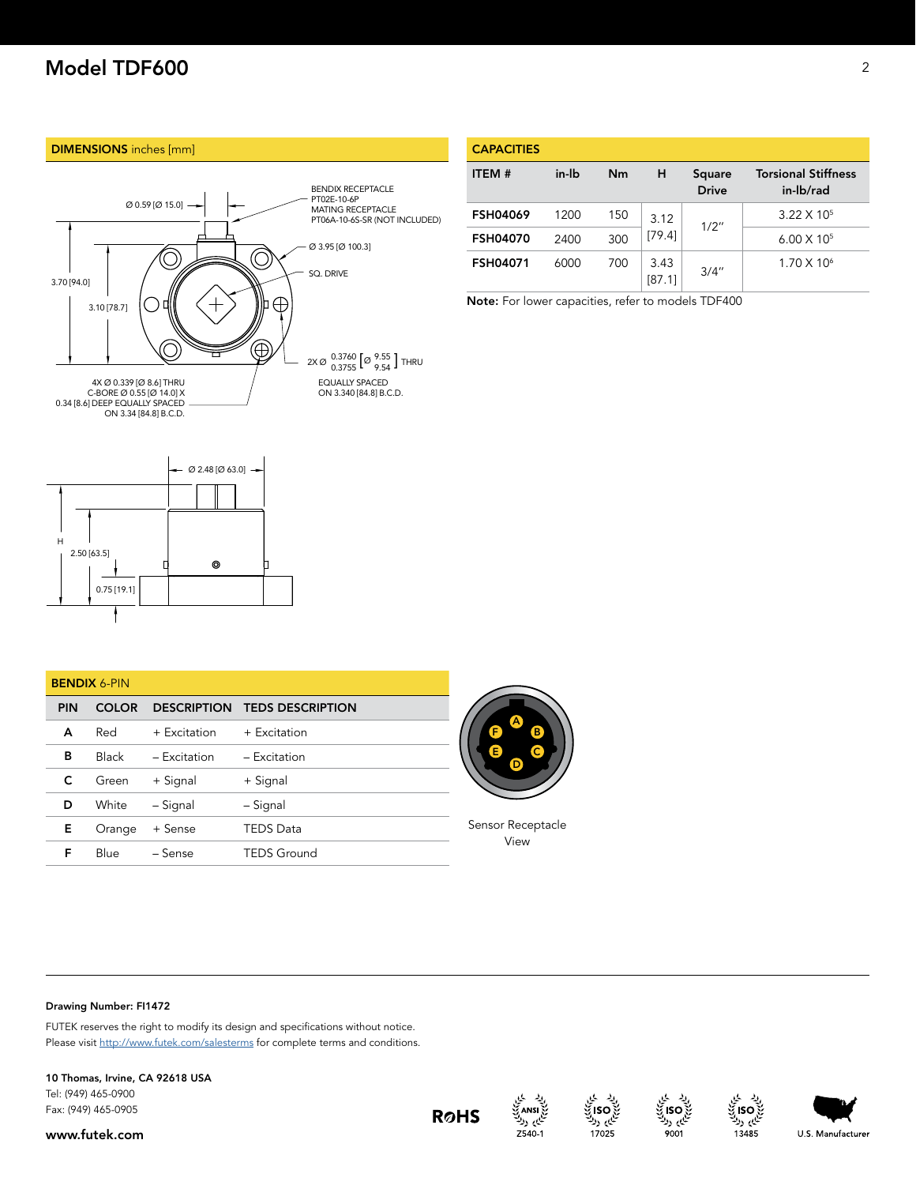# Model TDF600

## DIMENSIONS inches [mm]

Ø 0.59 [Ø 15.0]

BENDIX RECEPTACLE
PT02E-10-6P
MATING RECEPTACLE
PT06A-10-6S-SR (NOT INCLUDED)

Ø 3.95 [Ø 100.3]

SQ. DRIVE

3.70 [94.0]

3.10 [78.7]

2X Ø 0.3760 / 0.3755 [Ø 9.55 / 9.54] THRU
EQUALLY SPACED
ON 3.340 [84.8] B.C.D.

4X Ø 0.339 [Ø 8.6] THRU
C-BORE Ø 0.55 [Ø 14.0] X
0.34 [8.6] DEEP EQUALLY SPACED
ON 3.34 [84.8] B.C.D.

Ø 2.48 [Ø 63.0]

H

2.50 [63.5]

0.75 [19.1]

## CAPACITIES

| ITEM # | in-lb | Nm | H | Square Drive | Torsional Stiffness in-lb/rad |
|---|---|---|---|---|---|
| FSH04069 | 1200 | 150 | 3.12 [79.4] | 1/2" | $3.22 \times 10^5$ |
| FSH04070 | 2400 | 300 | | | $6.00 \times 10^5$ |
| FSH04071 | 6000 | 700 | 3.43 [87.1] | 3/4" | $1.70 \times 10^6$ |

**Note:** For lower capacities, refer to models TDF400

## BENDIX 6-PIN

| PIN | COLOR | DESCRIPTION | TEDS DESCRIPTION |
|---|---|---|---|
| A | Red | + Excitation | + Excitation |
| B | Black | – Excitation | – Excitation |
| C | Green | + Signal | + Signal |
| D | White | – Signal | – Signal |
| E | Orange | + Sense | TEDS Data |
| F | Blue | – Sense | TEDS Ground |

Sensor Receptacle View

**Drawing Number: FI1472**

FUTEK reserves the right to modify its design and specifications without notice.
Please visit http://www.futek.com/salesterms for complete terms and conditions.

**10 Thomas, Irvine, CA 92618 USA**
Tel: (949) 465-0900
Fax: (949) 465-0905

**www.futek.com**

RoHS · ANSI Z540-1 · ISO 17025 · ISO 9001 · ISO 13485 · U.S. Manufacturer